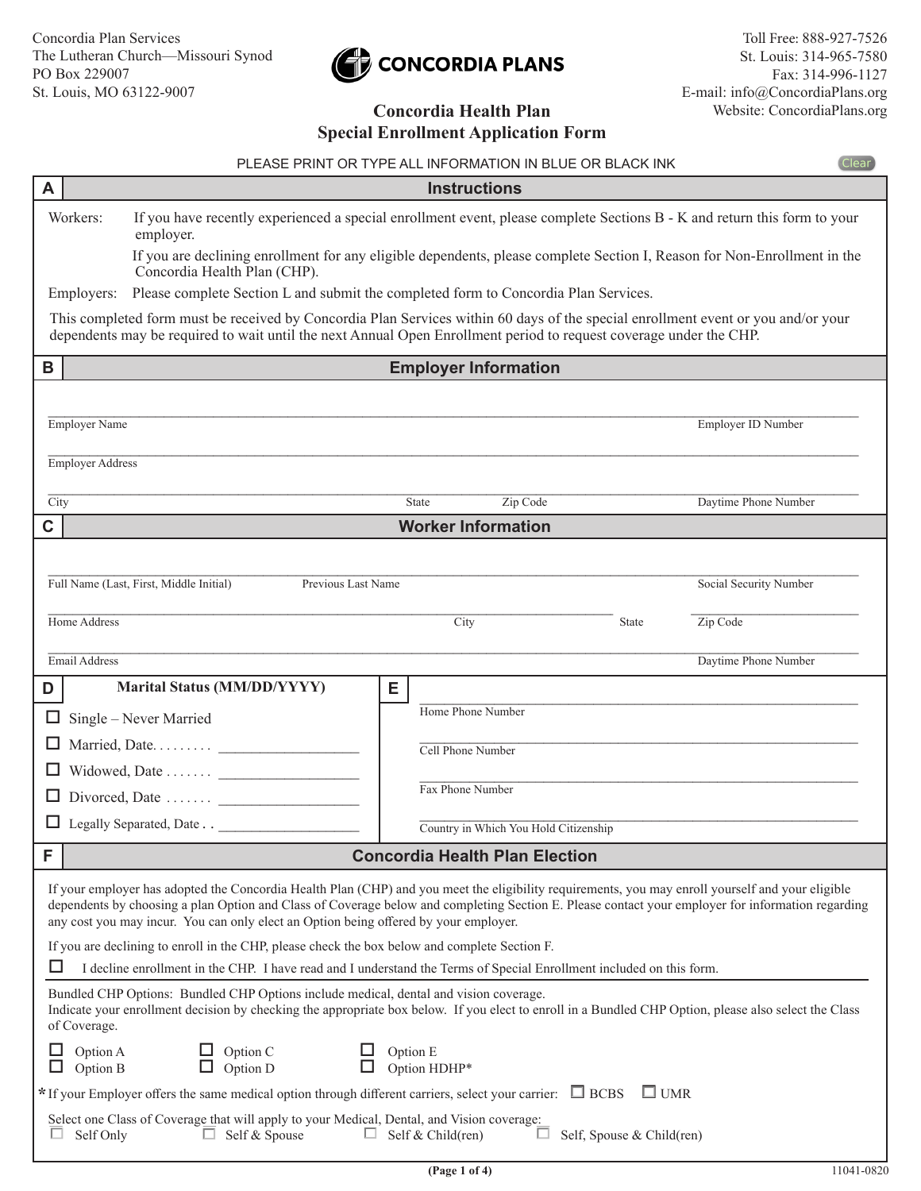Concordia Plan Services
The Lutheran Church—Missouri Synod
PO Box 229007
St. Louis, MO 63122-9007

**CONCORDIA PLANS**

Toll Free: 888-927-7526
St. Louis: 314-965-7580
Fax: 314-996-1127
E-mail: info@ConcordiaPlans.org
Website: ConcordiaPlans.org

# Concordia Health Plan Special Enrollment Application Form

PLEASE PRINT OR TYPE ALL INFORMATION IN BLUE OR BLACK INK

## A Instructions

Workers: If you have recently experienced a special enrollment event, please complete Sections B - K and return this form to your employer.

If you are declining enrollment for any eligible dependents, please complete Section I, Reason for Non-Enrollment in the Concordia Health Plan (CHP).

Employers: Please complete Section L and submit the completed form to Concordia Plan Services.

This completed form must be received by Concordia Plan Services within 60 days of the special enrollment event or you and/or your dependents may be required to wait until the next Annual Open Enrollment period to request coverage under the CHP.

## B Employer Information

Employer Name ______________________ Employer ID Number ______________

Employer Address ______________________

City ______________ State ______ Zip Code ______ Daytime Phone Number ______________

## C Worker Information

Full Name (Last, First, Middle Initial) ______________ Previous Last Name ______________ Social Security Number ______________

Home Address ______________ City ______________ State ______ Zip Code ______

Email Address ______________________ Daytime Phone Number ______________

## D Marital Status (MM/DD/YYYY)

- ☐ Single – Never Married
- ☐ Married, Date. . . . . . . . . ____________________
- ☐ Widowed, Date . . . . . . . ____________________
- ☐ Divorced, Date . . . . . . . ____________________
- ☐ Legally Separated, Date . . ____________________

## E

Home Phone Number ______________________

Cell Phone Number ______________________

Fax Phone Number ______________________

Country in Which You Hold Citizenship ______________________

## F Concordia Health Plan Election

If your employer has adopted the Concordia Health Plan (CHP) and you meet the eligibility requirements, you may enroll yourself and your eligible dependents by choosing a plan Option and Class of Coverage below and completing Section E. Please contact your employer for information regarding any cost you may incur. You can only elect an Option being offered by your employer.

If you are declining to enroll in the CHP, please check the box below and complete Section F.

☐ I decline enrollment in the CHP. I have read and I understand the Terms of Special Enrollment included on this form.

Bundled CHP Options: Bundled CHP Options include medical, dental and vision coverage.
Indicate your enrollment decision by checking the appropriate box below. If you elect to enroll in a Bundled CHP Option, please also select the Class of Coverage.

| | | |
|---|---|---|
| ☐ Option A | ☐ Option C | ☐ Option E |
| ☐ Option B | ☐ Option D | ☐ Option HDHP* |

*If your Employer offers the same medical option through different carriers, select your carrier: ☐ BCBS ☐ UMR

Select one Class of Coverage that will apply to your Medical, Dental, and Vision coverage:

☐ Self Only ☐ Self & Spouse ☐ Self & Child(ren) ☐ Self, Spouse & Child(ren)

11041-0820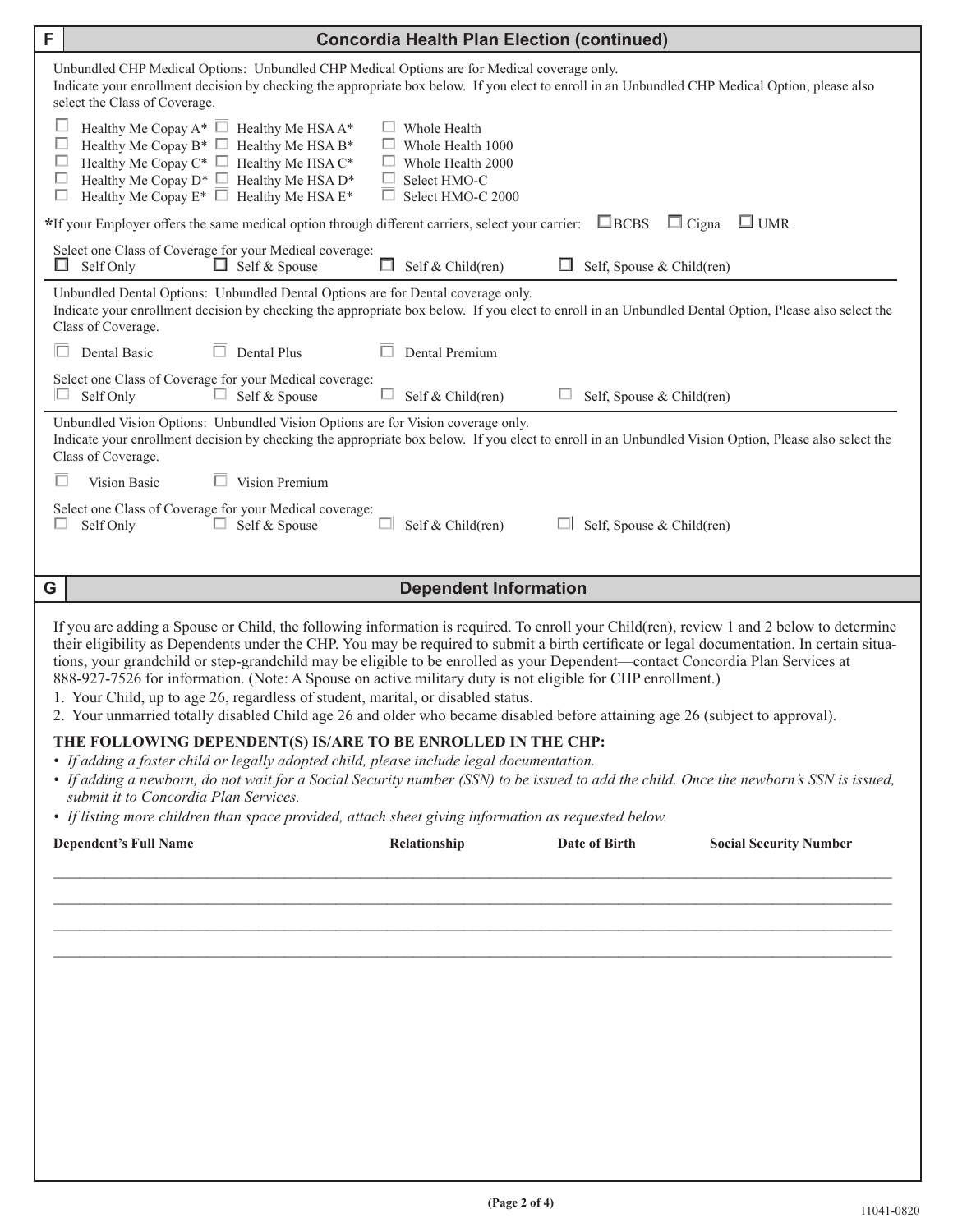## F — Concordia Health Plan Election (continued)

Unbundled CHP Medical Options: Unbundled CHP Medical Options are for Medical coverage only.
Indicate your enrollment decision by checking the appropriate box below. If you elect to enroll in an Unbundled CHP Medical Option, please also select the Class of Coverage.

| | | |
|---|---|---|
| ☐ Healthy Me Copay A* | ☐ Healthy Me HSA A* | ☐ Whole Health |
| ☐ Healthy Me Copay B* | ☐ Healthy Me HSA B* | ☐ Whole Health 1000 |
| ☐ Healthy Me Copay C* | ☐ Healthy Me HSA C* | ☐ Whole Health 2000 |
| ☐ Healthy Me Copay D* | ☐ Healthy Me HSA D* | ☐ Select HMO-C |
| ☐ Healthy Me Copay E* | ☐ Healthy Me HSA E* | ☐ Select HMO-C 2000 |

*If your Employer offers the same medical option through different carriers, select your carrier: ☐ BCBS ☐ Cigna ☐ UMR

Select one Class of Coverage for your Medical coverage:
☐ Self Only ☐ Self & Spouse ☐ Self & Child(ren) ☐ Self, Spouse & Child(ren)

Unbundled Dental Options: Unbundled Dental Options are for Dental coverage only.
Indicate your enrollment decision by checking the appropriate box below. If you elect to enroll in an Unbundled Dental Option, Please also select the Class of Coverage.

☐ Dental Basic ☐ Dental Plus ☐ Dental Premium

Select one Class of Coverage for your Medical coverage:
☐ Self Only ☐ Self & Spouse ☐ Self & Child(ren) ☐ Self, Spouse & Child(ren)

Unbundled Vision Options: Unbundled Vision Options are for Vision coverage only.
Indicate your enrollment decision by checking the appropriate box below. If you elect to enroll in an Unbundled Vision Option, Please also select the Class of Coverage.

☐ Vision Basic ☐ Vision Premium

Select one Class of Coverage for your Medical coverage:
☐ Self Only ☐ Self & Spouse ☐ Self & Child(ren) ☐ Self, Spouse & Child(ren)

## G — Dependent Information

If you are adding a Spouse or Child, the following information is required. To enroll your Child(ren), review 1 and 2 below to determine their eligibility as Dependents under the CHP. You may be required to submit a birth certificate or legal documentation. In certain situations, your grandchild or step-grandchild may be eligible to be enrolled as your Dependent—contact Concordia Plan Services at 888-927-7526 for information. (Note: A Spouse on active military duty is not eligible for CHP enrollment.)

1. Your Child, up to age 26, regardless of student, marital, or disabled status.
2. Your unmarried totally disabled Child age 26 and older who became disabled before attaining age 26 (subject to approval).

**THE FOLLOWING DEPENDENT(S) IS/ARE TO BE ENROLLED IN THE CHP:**

- *If adding a foster child or legally adopted child, please include legal documentation.*
- *If adding a newborn, do not wait for a Social Security number (SSN) to be issued to add the child. Once the newborn's SSN is issued, submit it to Concordia Plan Services.*
- *If listing more children than space provided, attach sheet giving information as requested below.*

| Dependent's Full Name | Relationship | Date of Birth | Social Security Number |
|---|---|---|---|
| | | | |
| | | | |
| | | | |
| | | | |

11041-0820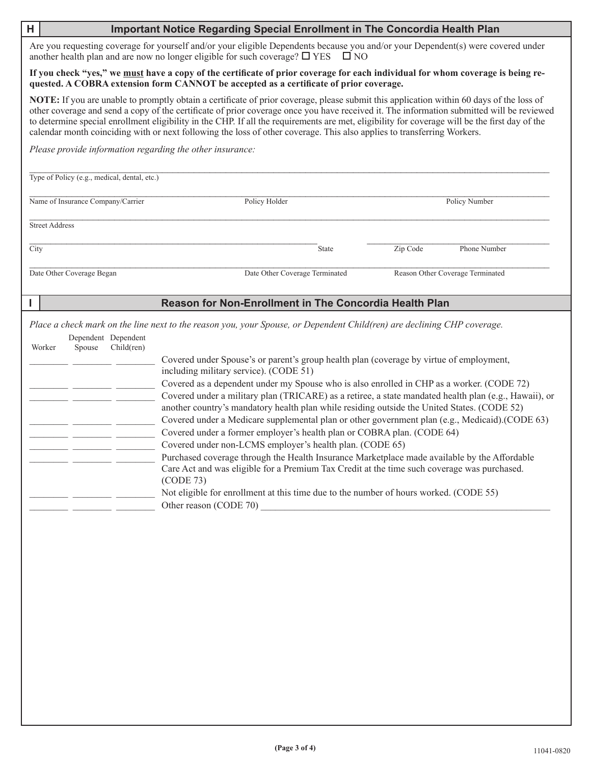## H Important Notice Regarding Special Enrollment in The Concordia Health Plan

Are you requesting coverage for yourself and/or your eligible Dependents because you and/or your Dependent(s) were covered under another health plan and are now no longer eligible for such coverage? ☐ YES ☐ NO

**If you check "yes," we <u>must</u> have a copy of the certificate of prior coverage for each individual for whom coverage is being requested. A COBRA extension form CANNOT be accepted as a certificate of prior coverage.**

**NOTE:** If you are unable to promptly obtain a certificate of prior coverage, please submit this application within 60 days of the loss of other coverage and send a copy of the certificate of prior coverage once you have received it. The information submitted will be reviewed to determine special enrollment eligibility in the CHP. If all the requirements are met, eligibility for coverage will be the first day of the calendar month coinciding with or next following the loss of other coverage. This also applies to transferring Workers.

*Please provide information regarding the other insurance:*

______________________________________________
Type of Policy (e.g., medical, dental, etc.)

______________________________________________
Name of Insurance Company/Carrier | Policy Holder | Policy Number

______________________________________________
Street Address

______________________________________________
City | State | Zip Code | Phone Number

______________________________________________
Date Other Coverage Began | Date Other Coverage Terminated | Reason Other Coverage Terminated

## I Reason for Non-Enrollment in The Concordia Health Plan

*Place a check mark on the line next to the reason you, your Spouse, or Dependent Child(ren) are declining CHP coverage.*

| Worker | Dependent Spouse | Dependent Child(ren) | Reason |
|---|---|---|---|
| ________ | ________ | ________ | Covered under Spouse's or parent's group health plan (coverage by virtue of employment, including military service). (CODE 51) |
| ________ | ________ | ________ | Covered as a dependent under my Spouse who is also enrolled in CHP as a worker. (CODE 72) |
| ________ | ________ | ________ | Covered under a military plan (TRICARE) as a retiree, a state mandated health plan (e.g., Hawaii), or another country's mandatory health plan while residing outside the United States. (CODE 52) |
| ________ | ________ | ________ | Covered under a Medicare supplemental plan or other government plan (e.g., Medicaid).(CODE 63) |
| ________ | ________ | ________ | Covered under a former employer's health plan or COBRA plan. (CODE 64) |
| ________ | ________ | ________ | Covered under non-LCMS employer's health plan. (CODE 65) |
| ________ | ________ | ________ | Purchased coverage through the Health Insurance Marketplace made available by the Affordable Care Act and was eligible for a Premium Tax Credit at the time such coverage was purchased. (CODE 73) |
| ________ | ________ | ________ | Not eligible for enrollment at this time due to the number of hours worked. (CODE 55) |
| ________ | ________ | ________ | Other reason (CODE 70) ______________________________ |

11041-0820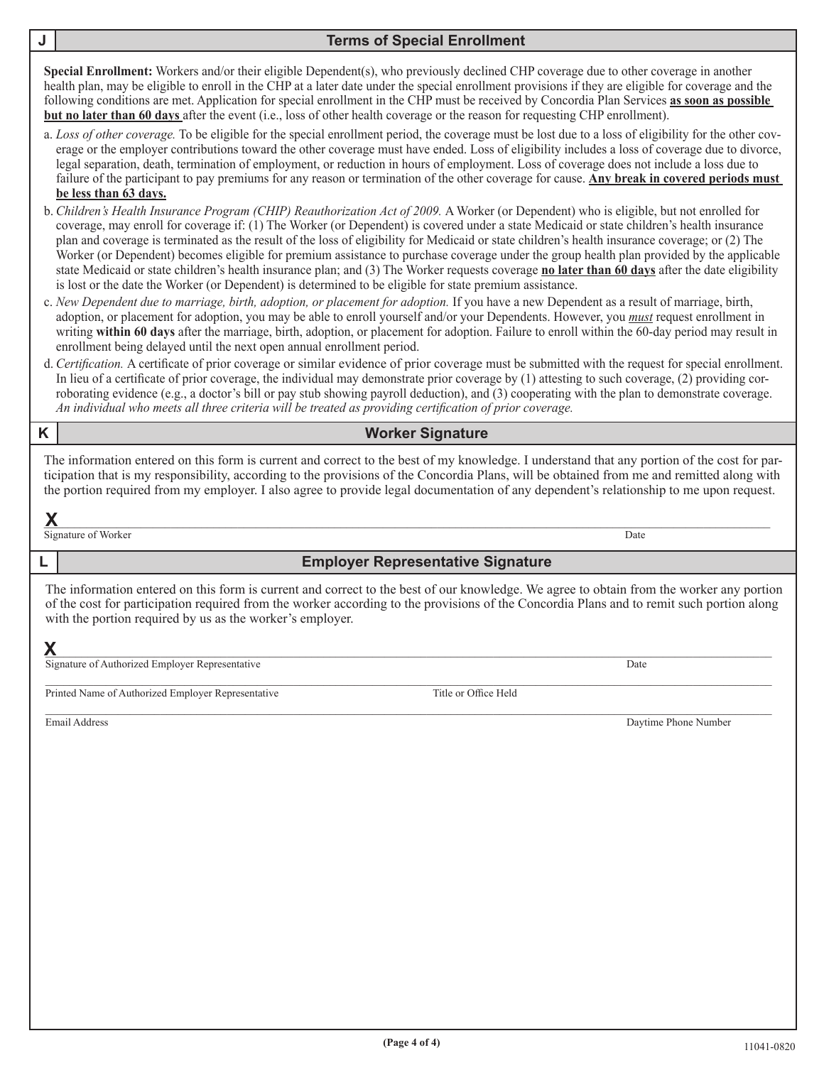## J Terms of Special Enrollment

**Special Enrollment:** Workers and/or their eligible Dependent(s), who previously declined CHP coverage due to other coverage in another health plan, may be eligible to enroll in the CHP at a later date under the special enrollment provisions if they are eligible for coverage and the following conditions are met. Application for special enrollment in the CHP must be received by Concordia Plan Services **as soon as possible but no later than 60 days** after the event (i.e., loss of other health coverage or the reason for requesting CHP enrollment).

a. *Loss of other coverage.* To be eligible for the special enrollment period, the coverage must be lost due to a loss of eligibility for the other coverage or the employer contributions toward the other coverage must have ended. Loss of eligibility includes a loss of coverage due to divorce, legal separation, death, termination of employment, or reduction in hours of employment. Loss of coverage does not include a loss due to failure of the participant to pay premiums for any reason or termination of the other coverage for cause. **Any break in covered periods must be less than 63 days.**

b. *Children's Health Insurance Program (CHIP) Reauthorization Act of 2009.* A Worker (or Dependent) who is eligible, but not enrolled for coverage, may enroll for coverage if: (1) The Worker (or Dependent) is covered under a state Medicaid or state children's health insurance plan and coverage is terminated as the result of the loss of eligibility for Medicaid or state children's health insurance coverage; or (2) The Worker (or Dependent) becomes eligible for premium assistance to purchase coverage under the group health plan provided by the applicable state Medicaid or state children's health insurance plan; and (3) The Worker requests coverage **no later than 60 days** after the date eligibility is lost or the date the Worker (or Dependent) is determined to be eligible for state premium assistance.

c. *New Dependent due to marriage, birth, adoption, or placement for adoption.* If you have a new Dependent as a result of marriage, birth, adoption, or placement for adoption, you may be able to enroll yourself and/or your Dependents. However, you ***must*** request enrollment in writing **within 60 days** after the marriage, birth, adoption, or placement for adoption. Failure to enroll within the 60-day period may result in enrollment being delayed until the next open annual enrollment period.

d. *Certification.* A certificate of prior coverage or similar evidence of prior coverage must be submitted with the request for special enrollment. In lieu of a certificate of prior coverage, the individual may demonstrate prior coverage by (1) attesting to such coverage, (2) providing corroborating evidence (e.g., a doctor's bill or pay stub showing payroll deduction), and (3) cooperating with the plan to demonstrate coverage. *An individual who meets all three criteria will be treated as providing certification of prior coverage.*

## K Worker Signature

The information entered on this form is current and correct to the best of my knowledge. I understand that any portion of the cost for participation that is my responsibility, according to the provisions of the Concordia Plans, will be obtained from me and remitted along with the portion required from my employer. I also agree to provide legal documentation of any dependent's relationship to me upon request.

X ______________________________________________ ______________

Signature of Worker — Date

## L Employer Representative Signature

The information entered on this form is current and correct to the best of our knowledge. We agree to obtain from the worker any portion of the cost for participation required from the worker according to the provisions of the Concordia Plans and to remit such portion along with the portion required by us as the worker's employer.

X ______________________________________________ ______________

Signature of Authorized Employer Representative — Date

______________________________________________ ______________

Printed Name of Authorized Employer Representative — Title or Office Held

______________________________________________ ______________

Email Address — Daytime Phone Number

11041-0820